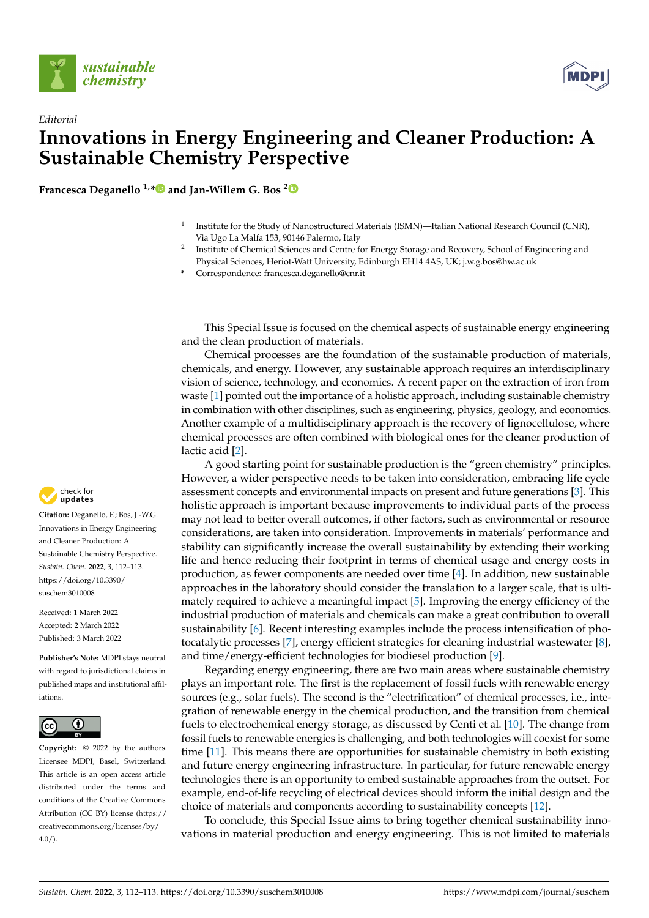*Editorial*

# Innovations in Energy Engineering and Cleaner Production: A Sustainable Chemistry Perspective

**Francesca Deganello [1,*] and Jan-Willem G. Bos [2]**

[1] Institute for the Study of Nanostructured Materials (ISMN)—Italian National Research Council (CNR), Via Ugo La Malfa 153, 90146 Palermo, Italy

[2] Institute of Chemical Sciences and Centre for Energy Storage and Recovery, School of Engineering and Physical Sciences, Heriot-Watt University, Edinburgh EH14 4AS, UK; j.w.g.bos@hw.ac.uk

* Correspondence: francesca.deganello@cnr.it

**Citation:** Deganello, F.; Bos, J.-W.G. Innovations in Energy Engineering and Cleaner Production: A Sustainable Chemistry Perspective. *Sustain. Chem.* **2022**, *3*, 112–113. https://doi.org/10.3390/suschem3010008

Received: 1 March 2022
Accepted: 2 March 2022
Published: 3 March 2022

**Publisher's Note:** MDPI stays neutral with regard to jurisdictional claims in published maps and institutional affiliations.

**Copyright:** © 2022 by the authors. Licensee MDPI, Basel, Switzerland. This article is an open access article distributed under the terms and conditions of the Creative Commons Attribution (CC BY) license (https://creativecommons.org/licenses/by/4.0/).

This Special Issue is focused on the chemical aspects of sustainable energy engineering and the clean production of materials.

Chemical processes are the foundation of the sustainable production of materials, chemicals, and energy. However, any sustainable approach requires an interdisciplinary vision of science, technology, and economics. A recent paper on the extraction of iron from waste [1] pointed out the importance of a holistic approach, including sustainable chemistry in combination with other disciplines, such as engineering, physics, geology, and economics. Another example of a multidisciplinary approach is the recovery of lignocellulose, where chemical processes are often combined with biological ones for the cleaner production of lactic acid [2].

A good starting point for sustainable production is the "green chemistry" principles. However, a wider perspective needs to be taken into consideration, embracing life cycle assessment concepts and environmental impacts on present and future generations [3]. This holistic approach is important because improvements to individual parts of the process may not lead to better overall outcomes, if other factors, such as environmental or resource considerations, are taken into consideration. Improvements in materials' performance and stability can significantly increase the overall sustainability by extending their working life and hence reducing their footprint in terms of chemical usage and energy costs in production, as fewer components are needed over time [4]. In addition, new sustainable approaches in the laboratory should consider the translation to a larger scale, that is ultimately required to achieve a meaningful impact [5]. Improving the energy efficiency of the industrial production of materials and chemicals can make a great contribution to overall sustainability [6]. Recent interesting examples include the process intensification of photocatalytic processes [7], energy efficient strategies for cleaning industrial wastewater [8], and time/energy-efficient technologies for biodiesel production [9].

Regarding energy engineering, there are two main areas where sustainable chemistry plays an important role. The first is the replacement of fossil fuels with renewable energy sources (e.g., solar fuels). The second is the "electrification" of chemical processes, i.e., integration of renewable energy in the chemical production, and the transition from chemical fuels to electrochemical energy storage, as discussed by Centi et al. [10]. The change from fossil fuels to renewable energies is challenging, and both technologies will coexist for some time [11]. This means there are opportunities for sustainable chemistry in both existing and future energy engineering infrastructure. In particular, for future renewable energy technologies there is an opportunity to embed sustainable approaches from the outset. For example, end-of-life recycling of electrical devices should inform the initial design and the choice of materials and components according to sustainability concepts [12].

To conclude, this Special Issue aims to bring together chemical sustainability innovations in material production and energy engineering. This is not limited to materials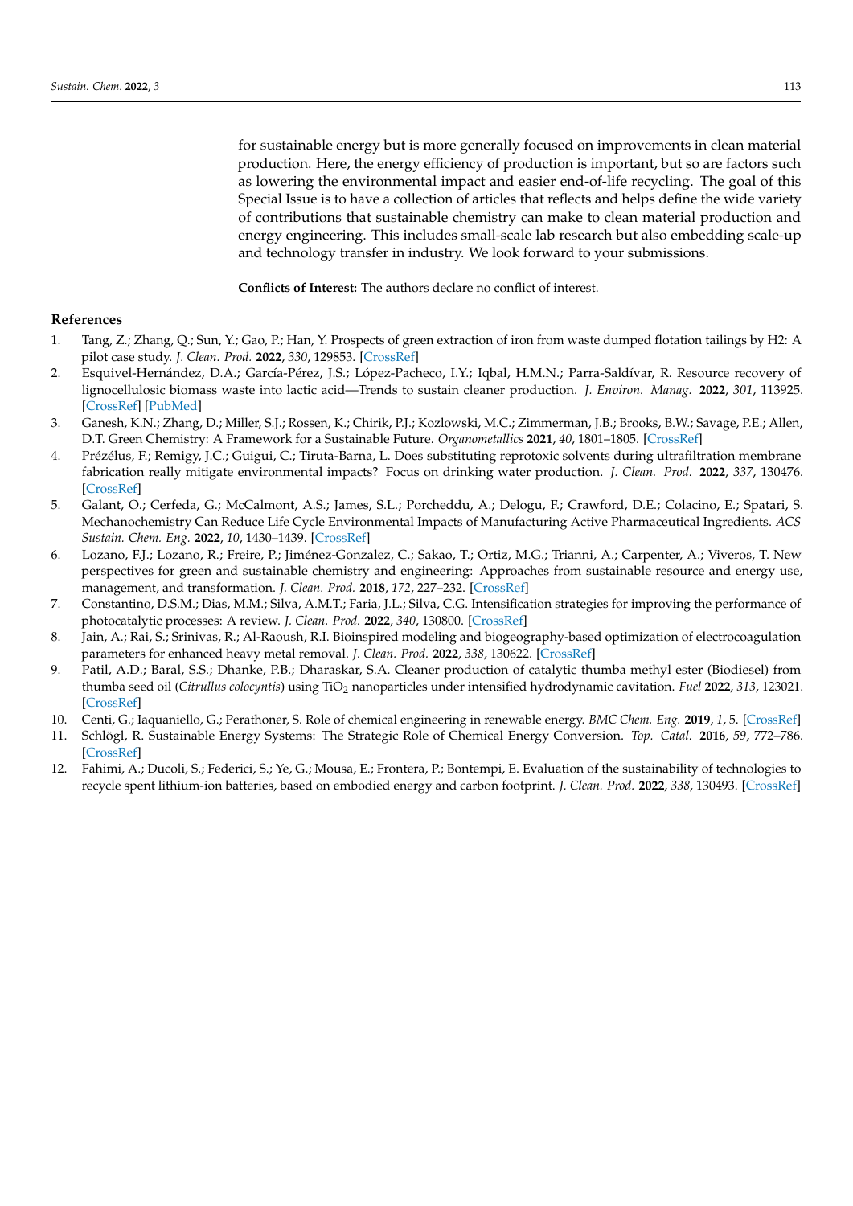for sustainable energy but is more generally focused on improvements in clean material production. Here, the energy efficiency of production is important, but so are factors such as lowering the environmental impact and easier end-of-life recycling. The goal of this Special Issue is to have a collection of articles that reflects and helps define the wide variety of contributions that sustainable chemistry can make to clean material production and energy engineering. This includes small-scale lab research but also embedding scale-up and technology transfer in industry. We look forward to your submissions.

**Conflicts of Interest:** The authors declare no conflict of interest.

## References

1. Tang, Z.; Zhang, Q.; Sun, Y.; Gao, P.; Han, Y. Prospects of green extraction of iron from waste dumped flotation tailings by H2: A pilot case study. *J. Clean. Prod.* **2022**, *330*, 129853. [CrossRef]
2. Esquivel-Hernández, D.A.; García-Pérez, J.S.; López-Pacheco, I.Y.; Iqbal, H.M.N.; Parra-Saldívar, R. Resource recovery of lignocellulosic biomass waste into lactic acid—Trends to sustain cleaner production. *J. Environ. Manag.* **2022**, *301*, 113925. [CrossRef] [PubMed]
3. Ganesh, K.N.; Zhang, D.; Miller, S.J.; Rossen, K.; Chirik, P.J.; Kozlowski, M.C.; Zimmerman, J.B.; Brooks, B.W.; Savage, P.E.; Allen, D.T. Green Chemistry: A Framework for a Sustainable Future. *Organometallics* **2021**, *40*, 1801–1805. [CrossRef]
4. Prézélus, F.; Remigy, J.C.; Guigui, C.; Tiruta-Barna, L. Does substituting reprotoxic solvents during ultrafiltration membrane fabrication really mitigate environmental impacts? Focus on drinking water production. *J. Clean. Prod.* **2022**, *337*, 130476. [CrossRef]
5. Galant, O.; Cerfeda, G.; McCalmont, A.S.; James, S.L.; Porcheddu, A.; Delogu, F.; Crawford, D.E.; Colacino, E.; Spatari, S. Mechanochemistry Can Reduce Life Cycle Environmental Impacts of Manufacturing Active Pharmaceutical Ingredients. *ACS Sustain. Chem. Eng.* **2022**, *10*, 1430–1439. [CrossRef]
6. Lozano, F.J.; Lozano, R.; Freire, P.; Jiménez-Gonzalez, C.; Sakao, T.; Ortiz, M.G.; Trianni, A.; Carpenter, A.; Viveros, T. New perspectives for green and sustainable chemistry and engineering: Approaches from sustainable resource and energy use, management, and transformation. *J. Clean. Prod.* **2018**, *172*, 227–232. [CrossRef]
7. Constantino, D.S.M.; Dias, M.M.; Silva, A.M.T.; Faria, J.L.; Silva, C.G. Intensification strategies for improving the performance of photocatalytic processes: A review. *J. Clean. Prod.* **2022**, *340*, 130800. [CrossRef]
8. Jain, A.; Rai, S.; Srinivas, R.; Al-Raoush, R.I. Bioinspired modeling and biogeography-based optimization of electrocoagulation parameters for enhanced heavy metal removal. *J. Clean. Prod.* **2022**, *338*, 130622. [CrossRef]
9. Patil, A.D.; Baral, S.S.; Dhanke, P.B.; Dharaskar, S.A. Cleaner production of catalytic thumba methyl ester (Biodiesel) from thumba seed oil (*Citrullus colocyntis*) using $TiO_2$ nanoparticles under intensified hydrodynamic cavitation. *Fuel* **2022**, *313*, 123021. [CrossRef]
10. Centi, G.; Iaquaniello, G.; Perathoner, S. Role of chemical engineering in renewable energy. *BMC Chem. Eng.* **2019**, *1*, 5. [CrossRef]
11. Schlögl, R. Sustainable Energy Systems: The Strategic Role of Chemical Energy Conversion. *Top. Catal.* **2016**, *59*, 772–786. [CrossRef]
12. Fahimi, A.; Ducoli, S.; Federici, S.; Ye, G.; Mousa, E.; Frontera, P.; Bontempi, E. Evaluation of the sustainability of technologies to recycle spent lithium-ion batteries, based on embodied energy and carbon footprint. *J. Clean. Prod.* **2022**, *338*, 130493. [CrossRef]